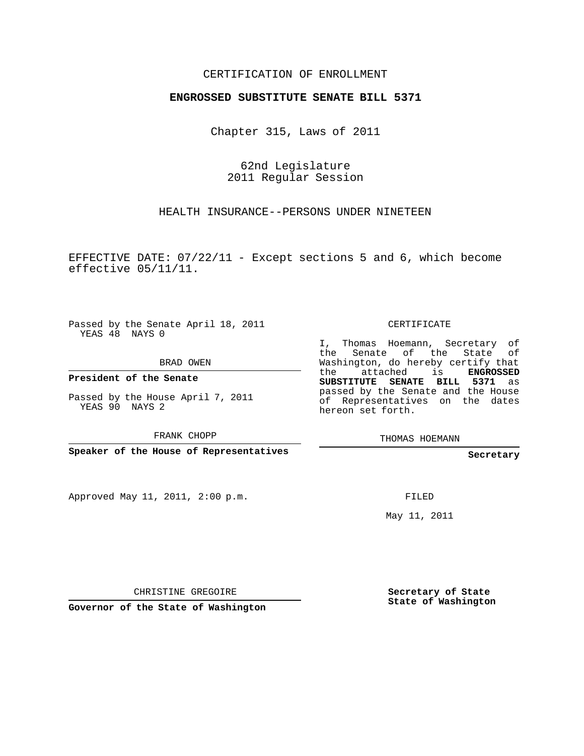CERTIFICATION OF ENROLLMENT

**ENGROSSED SUBSTITUTE SENATE BILL 5371**

Chapter 315, Laws of 2011

62nd Legislature
2011 Regular Session

HEALTH INSURANCE--PERSONS UNDER NINETEEN

EFFECTIVE DATE: 07/22/11 - Except sections 5 and 6, which become effective 05/11/11.

Passed by the Senate April 18, 2011
YEAS 48 NAYS 0

BRAD OWEN

**President of the Senate**

Passed by the House April 7, 2011
YEAS 90 NAYS 2

FRANK CHOPP

**Speaker of the House of Representatives**

Approved May 11, 2011, 2:00 p.m.

CHRISTINE GREGOIRE

**Governor of the State of Washington**

CERTIFICATE

I, Thomas Hoemann, Secretary of the Senate of the State of Washington, do hereby certify that the attached is **ENGROSSED SUBSTITUTE SENATE BILL 5371** as passed by the Senate and the House of Representatives on the dates hereon set forth.

THOMAS HOEMANN

**Secretary**

FILED

May 11, 2011

**Secretary of State**
**State of Washington**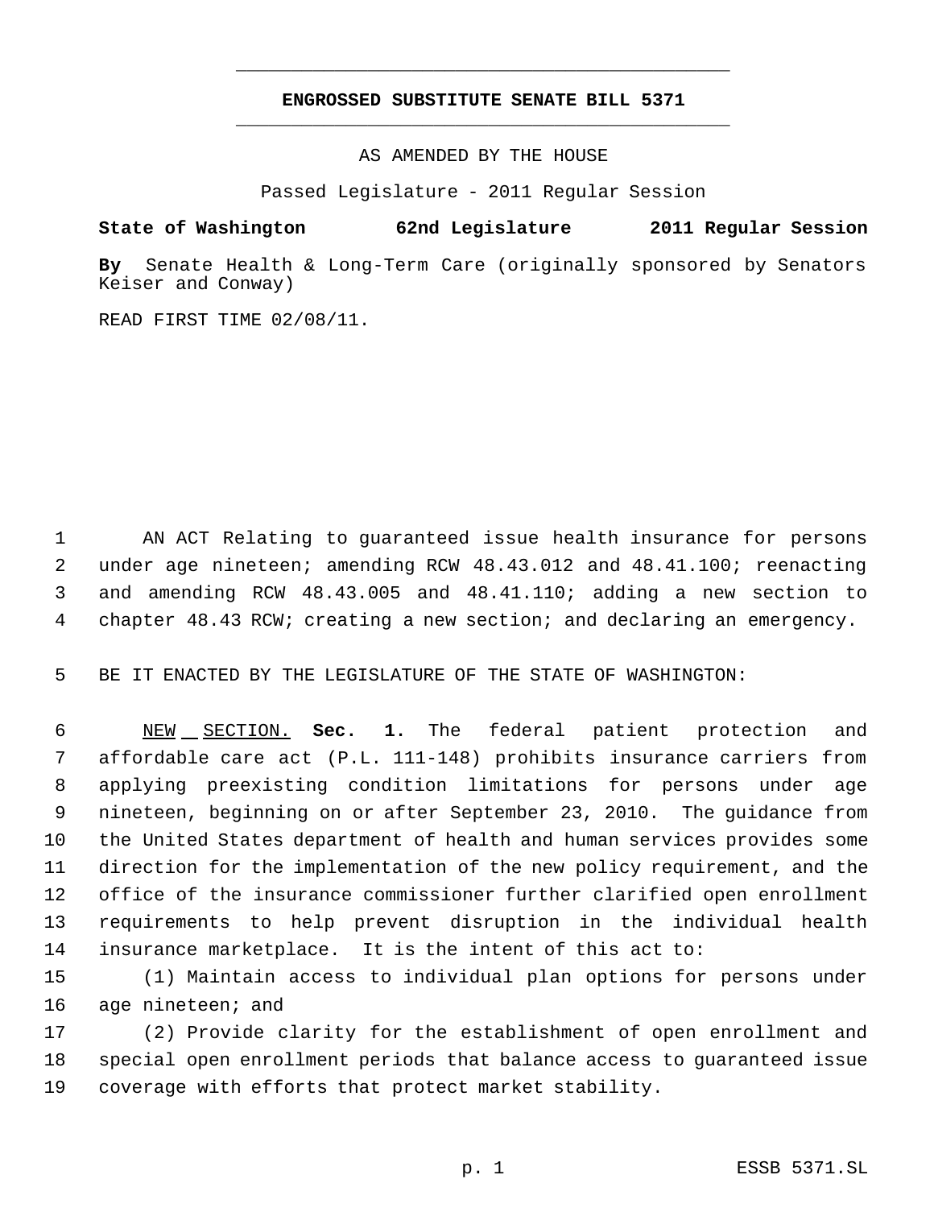# ENGROSSED SUBSTITUTE SENATE BILL 5371

AS AMENDED BY THE HOUSE

Passed Legislature - 2011 Regular Session

**State of Washington 62nd Legislature 2011 Regular Session**

**By** Senate Health & Long-Term Care (originally sponsored by Senators Keiser and Conway)

READ FIRST TIME 02/08/11.

AN ACT Relating to guaranteed issue health insurance for persons under age nineteen; amending RCW 48.43.012 and 48.41.100; reenacting and amending RCW 48.43.005 and 48.41.110; adding a new section to chapter 48.43 RCW; creating a new section; and declaring an emergency.

BE IT ENACTED BY THE LEGISLATURE OF THE STATE OF WASHINGTON:

NEW SECTION. **Sec. 1.** The federal patient protection and affordable care act (P.L. 111-148) prohibits insurance carriers from applying preexisting condition limitations for persons under age nineteen, beginning on or after September 23, 2010. The guidance from the United States department of health and human services provides some direction for the implementation of the new policy requirement, and the office of the insurance commissioner further clarified open enrollment requirements to help prevent disruption in the individual health insurance marketplace. It is the intent of this act to:

(1) Maintain access to individual plan options for persons under age nineteen; and

(2) Provide clarity for the establishment of open enrollment and special open enrollment periods that balance access to guaranteed issue coverage with efforts that protect market stability.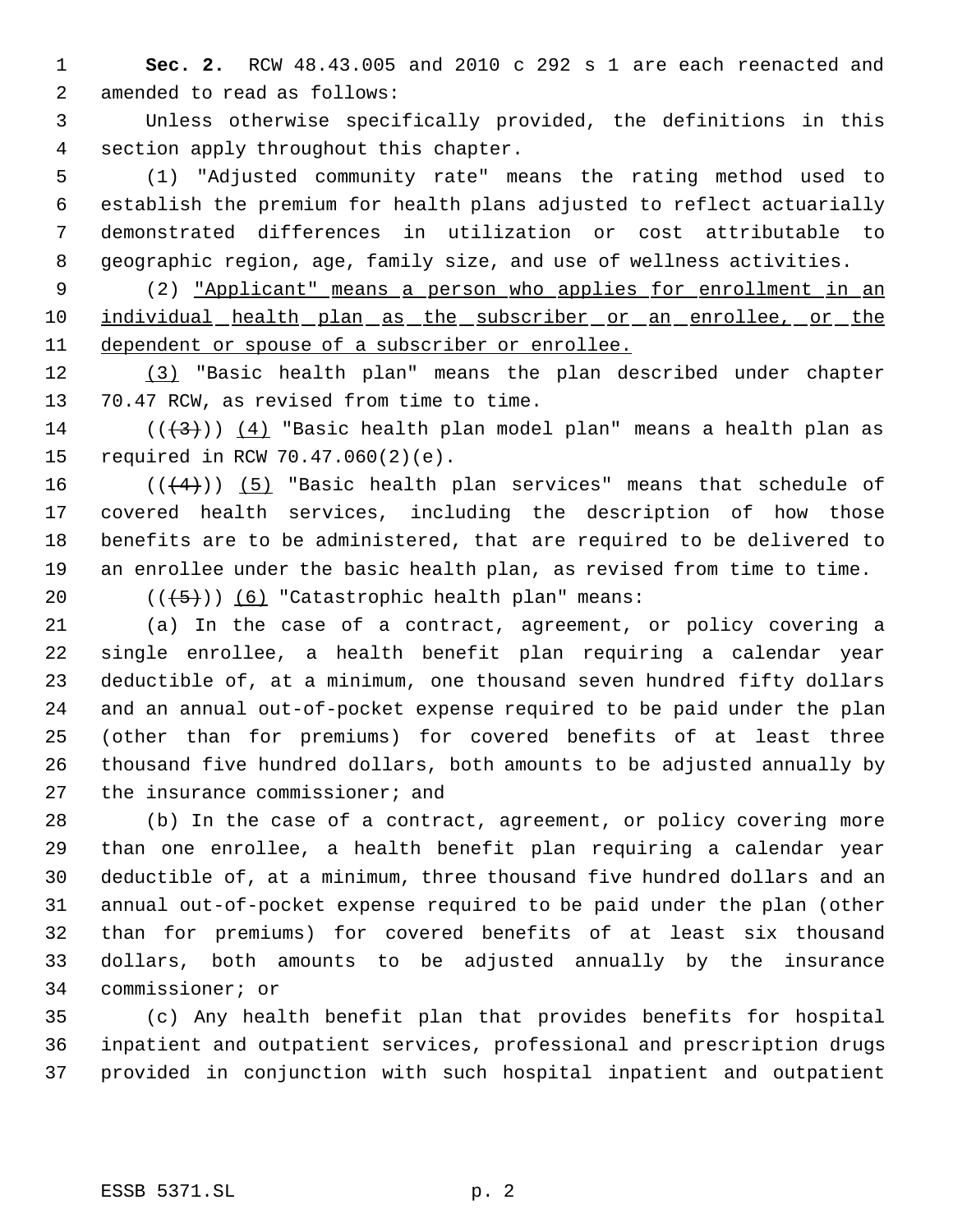**Sec. 2.** RCW 48.43.005 and 2010 c 292 s 1 are each reenacted and amended to read as follows:

Unless otherwise specifically provided, the definitions in this section apply throughout this chapter.

(1) "Adjusted community rate" means the rating method used to establish the premium for health plans adjusted to reflect actuarially demonstrated differences in utilization or cost attributable to geographic region, age, family size, and use of wellness activities.

(2) "Applicant" means a person who applies for enrollment in an individual health plan as the subscriber or an enrollee, or the dependent or spouse of a subscriber or enrollee.

(3) "Basic health plan" means the plan described under chapter 70.47 RCW, as revised from time to time.

(((3))) (4) "Basic health plan model plan" means a health plan as required in RCW 70.47.060(2)(e).

(((4))) (5) "Basic health plan services" means that schedule of covered health services, including the description of how those benefits are to be administered, that are required to be delivered to an enrollee under the basic health plan, as revised from time to time.

(((5))) (6) "Catastrophic health plan" means:

(a) In the case of a contract, agreement, or policy covering a single enrollee, a health benefit plan requiring a calendar year deductible of, at a minimum, one thousand seven hundred fifty dollars and an annual out-of-pocket expense required to be paid under the plan (other than for premiums) for covered benefits of at least three thousand five hundred dollars, both amounts to be adjusted annually by the insurance commissioner; and

(b) In the case of a contract, agreement, or policy covering more than one enrollee, a health benefit plan requiring a calendar year deductible of, at a minimum, three thousand five hundred dollars and an annual out-of-pocket expense required to be paid under the plan (other than for premiums) for covered benefits of at least six thousand dollars, both amounts to be adjusted annually by the insurance commissioner; or

(c) Any health benefit plan that provides benefits for hospital inpatient and outpatient services, professional and prescription drugs provided in conjunction with such hospital inpatient and outpatient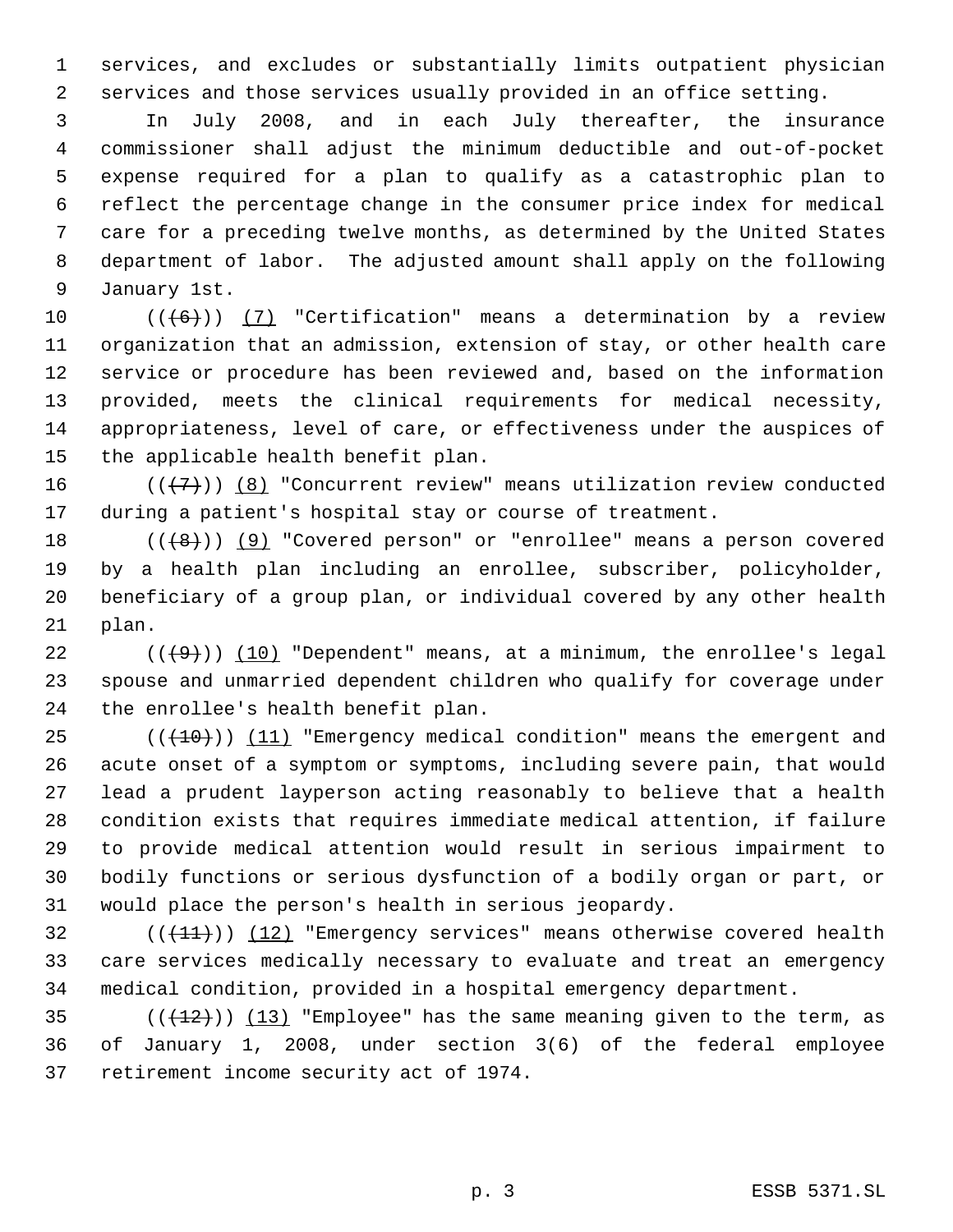services, and excludes or substantially limits outpatient physician services and those services usually provided in an office setting.

In July 2008, and in each July thereafter, the insurance commissioner shall adjust the minimum deductible and out-of-pocket expense required for a plan to qualify as a catastrophic plan to reflect the percentage change in the consumer price index for medical care for a preceding twelve months, as determined by the United States department of labor. The adjusted amount shall apply on the following January 1st.

(((~~6~~))) <u>(7)</u> "Certification" means a determination by a review organization that an admission, extension of stay, or other health care service or procedure has been reviewed and, based on the information provided, meets the clinical requirements for medical necessity, appropriateness, level of care, or effectiveness under the auspices of the applicable health benefit plan.

(((~~7~~))) <u>(8)</u> "Concurrent review" means utilization review conducted during a patient's hospital stay or course of treatment.

(((~~8~~))) <u>(9)</u> "Covered person" or "enrollee" means a person covered by a health plan including an enrollee, subscriber, policyholder, beneficiary of a group plan, or individual covered by any other health plan.

(((~~9~~))) <u>(10)</u> "Dependent" means, at a minimum, the enrollee's legal spouse and unmarried dependent children who qualify for coverage under the enrollee's health benefit plan.

(((~~10~~))) <u>(11)</u> "Emergency medical condition" means the emergent and acute onset of a symptom or symptoms, including severe pain, that would lead a prudent layperson acting reasonably to believe that a health condition exists that requires immediate medical attention, if failure to provide medical attention would result in serious impairment to bodily functions or serious dysfunction of a bodily organ or part, or would place the person's health in serious jeopardy.

(((~~11~~))) <u>(12)</u> "Emergency services" means otherwise covered health care services medically necessary to evaluate and treat an emergency medical condition, provided in a hospital emergency department.

(((~~12~~))) <u>(13)</u> "Employee" has the same meaning given to the term, as of January 1, 2008, under section 3(6) of the federal employee retirement income security act of 1974.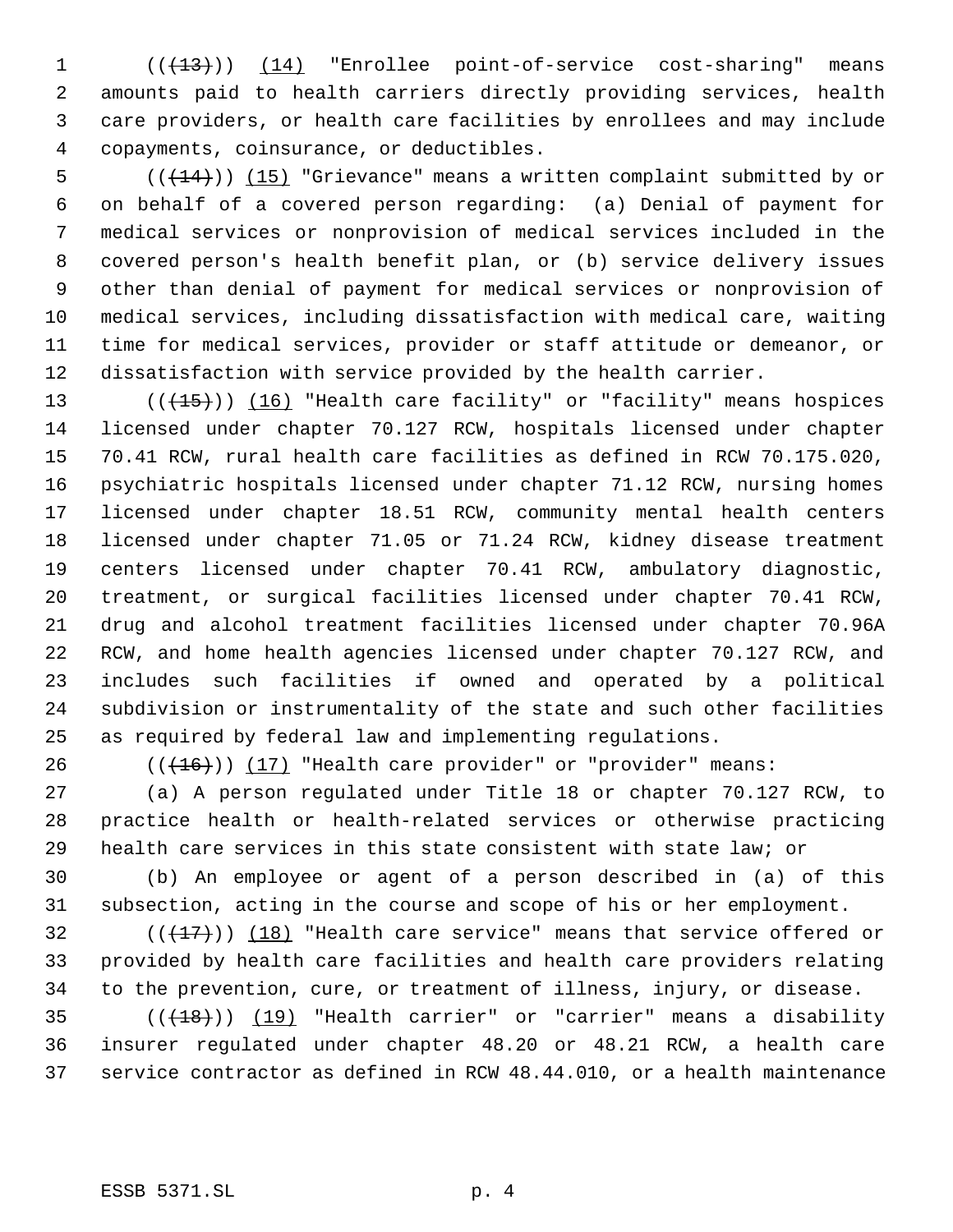(((13))) (14) "Enrollee point-of-service cost-sharing" means amounts paid to health carriers directly providing services, health care providers, or health care facilities by enrollees and may include copayments, coinsurance, or deductibles.

(((14))) (15) "Grievance" means a written complaint submitted by or on behalf of a covered person regarding: (a) Denial of payment for medical services or nonprovision of medical services included in the covered person's health benefit plan, or (b) service delivery issues other than denial of payment for medical services or nonprovision of medical services, including dissatisfaction with medical care, waiting time for medical services, provider or staff attitude or demeanor, or dissatisfaction with service provided by the health carrier.

(((15))) (16) "Health care facility" or "facility" means hospices licensed under chapter 70.127 RCW, hospitals licensed under chapter 70.41 RCW, rural health care facilities as defined in RCW 70.175.020, psychiatric hospitals licensed under chapter 71.12 RCW, nursing homes licensed under chapter 18.51 RCW, community mental health centers licensed under chapter 71.05 or 71.24 RCW, kidney disease treatment centers licensed under chapter 70.41 RCW, ambulatory diagnostic, treatment, or surgical facilities licensed under chapter 70.41 RCW, drug and alcohol treatment facilities licensed under chapter 70.96A RCW, and home health agencies licensed under chapter 70.127 RCW, and includes such facilities if owned and operated by a political subdivision or instrumentality of the state and such other facilities as required by federal law and implementing regulations.

(((16))) (17) "Health care provider" or "provider" means:

(a) A person regulated under Title 18 or chapter 70.127 RCW, to practice health or health-related services or otherwise practicing health care services in this state consistent with state law; or

(b) An employee or agent of a person described in (a) of this subsection, acting in the course and scope of his or her employment.

(((17))) (18) "Health care service" means that service offered or provided by health care facilities and health care providers relating to the prevention, cure, or treatment of illness, injury, or disease.

(((18))) (19) "Health carrier" or "carrier" means a disability insurer regulated under chapter 48.20 or 48.21 RCW, a health care service contractor as defined in RCW 48.44.010, or a health maintenance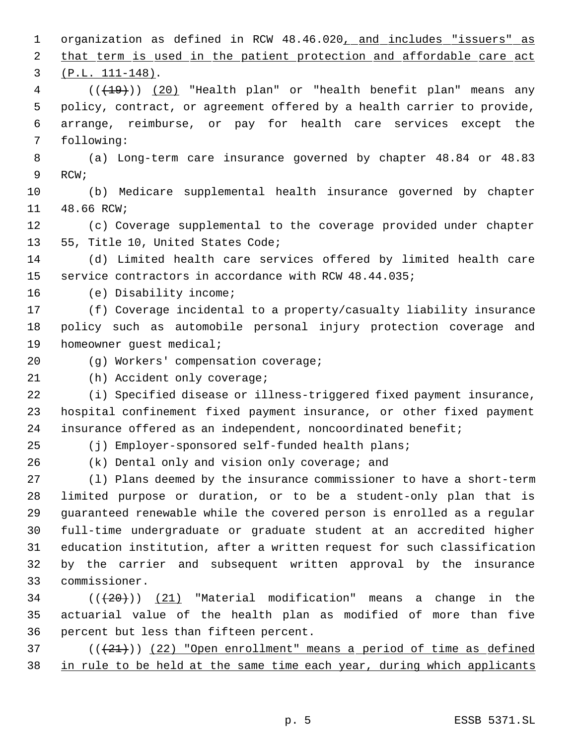organization as defined in RCW 48.46.020, and includes "issuers" as that term is used in the patient protection and affordable care act (P.L. 111-148).

(((19))) (20) "Health plan" or "health benefit plan" means any policy, contract, or agreement offered by a health carrier to provide, arrange, reimburse, or pay for health care services except the following:

(a) Long-term care insurance governed by chapter 48.84 or 48.83 RCW;

(b) Medicare supplemental health insurance governed by chapter 48.66 RCW;

(c) Coverage supplemental to the coverage provided under chapter 55, Title 10, United States Code;

(d) Limited health care services offered by limited health care service contractors in accordance with RCW 48.44.035;

(e) Disability income;

(f) Coverage incidental to a property/casualty liability insurance policy such as automobile personal injury protection coverage and homeowner guest medical;

(g) Workers' compensation coverage;

(h) Accident only coverage;

(i) Specified disease or illness-triggered fixed payment insurance, hospital confinement fixed payment insurance, or other fixed payment insurance offered as an independent, noncoordinated benefit;

(j) Employer-sponsored self-funded health plans;

(k) Dental only and vision only coverage; and

(l) Plans deemed by the insurance commissioner to have a short-term limited purpose or duration, or to be a student-only plan that is guaranteed renewable while the covered person is enrolled as a regular full-time undergraduate or graduate student at an accredited higher education institution, after a written request for such classification by the carrier and subsequent written approval by the insurance commissioner.

(((20))) (21) "Material modification" means a change in the actuarial value of the health plan as modified of more than five percent but less than fifteen percent.

(((21))) (22) "Open enrollment" means a period of time as defined in rule to be held at the same time each year, during which applicants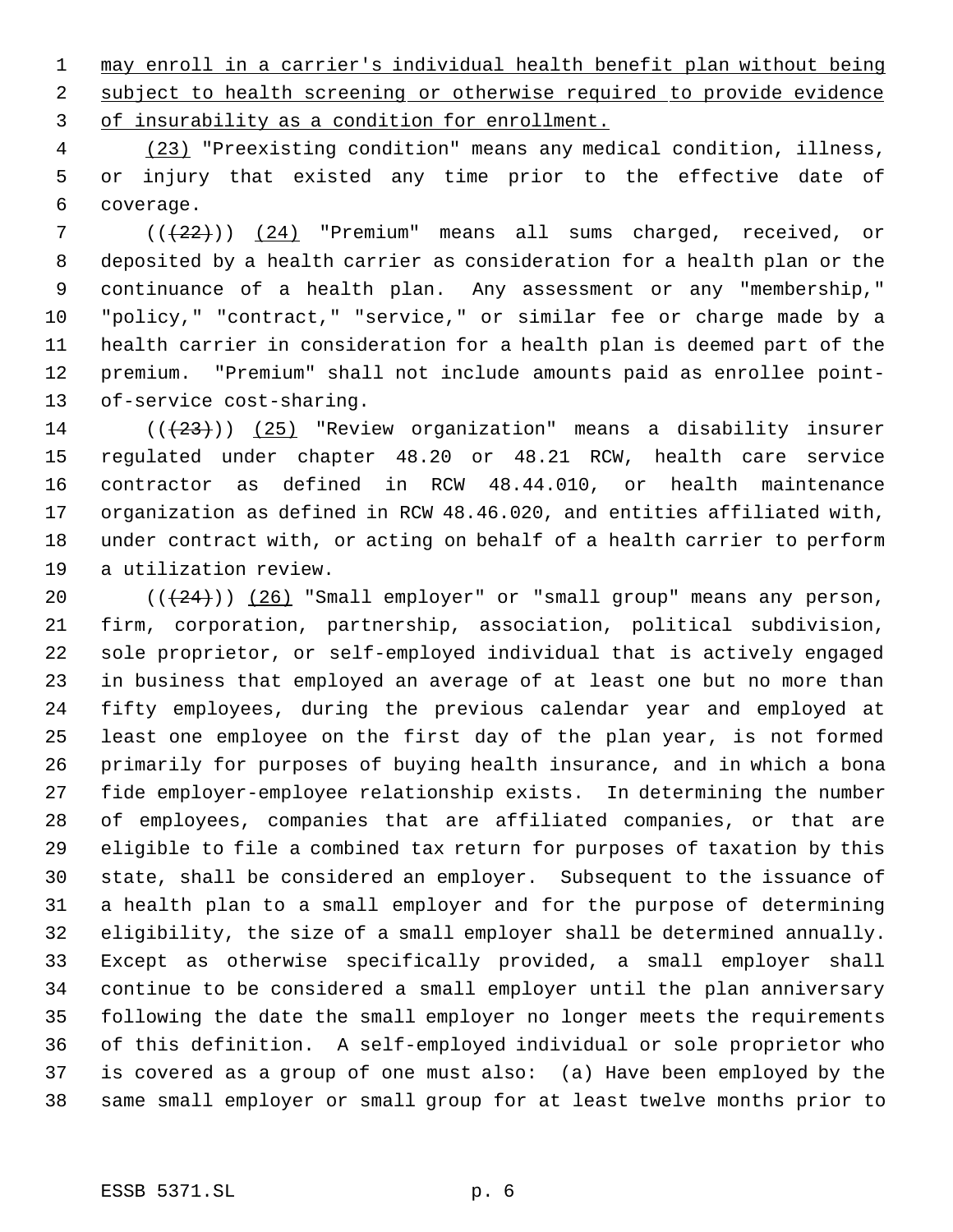may enroll in a carrier's individual health benefit plan without being subject to health screening or otherwise required to provide evidence of insurability as a condition for enrollment.

(23) "Preexisting condition" means any medical condition, illness, or injury that existed any time prior to the effective date of coverage.

(((22))) (24) "Premium" means all sums charged, received, or deposited by a health carrier as consideration for a health plan or the continuance of a health plan. Any assessment or any "membership," "policy," "contract," "service," or similar fee or charge made by a health carrier in consideration for a health plan is deemed part of the premium. "Premium" shall not include amounts paid as enrollee point-of-service cost-sharing.

(((23))) (25) "Review organization" means a disability insurer regulated under chapter 48.20 or 48.21 RCW, health care service contractor as defined in RCW 48.44.010, or health maintenance organization as defined in RCW 48.46.020, and entities affiliated with, under contract with, or acting on behalf of a health carrier to perform a utilization review.

(((24))) (26) "Small employer" or "small group" means any person, firm, corporation, partnership, association, political subdivision, sole proprietor, or self-employed individual that is actively engaged in business that employed an average of at least one but no more than fifty employees, during the previous calendar year and employed at least one employee on the first day of the plan year, is not formed primarily for purposes of buying health insurance, and in which a bona fide employer-employee relationship exists. In determining the number of employees, companies that are affiliated companies, or that are eligible to file a combined tax return for purposes of taxation by this state, shall be considered an employer. Subsequent to the issuance of a health plan to a small employer and for the purpose of determining eligibility, the size of a small employer shall be determined annually. Except as otherwise specifically provided, a small employer shall continue to be considered a small employer until the plan anniversary following the date the small employer no longer meets the requirements of this definition. A self-employed individual or sole proprietor who is covered as a group of one must also: (a) Have been employed by the same small employer or small group for at least twelve months prior to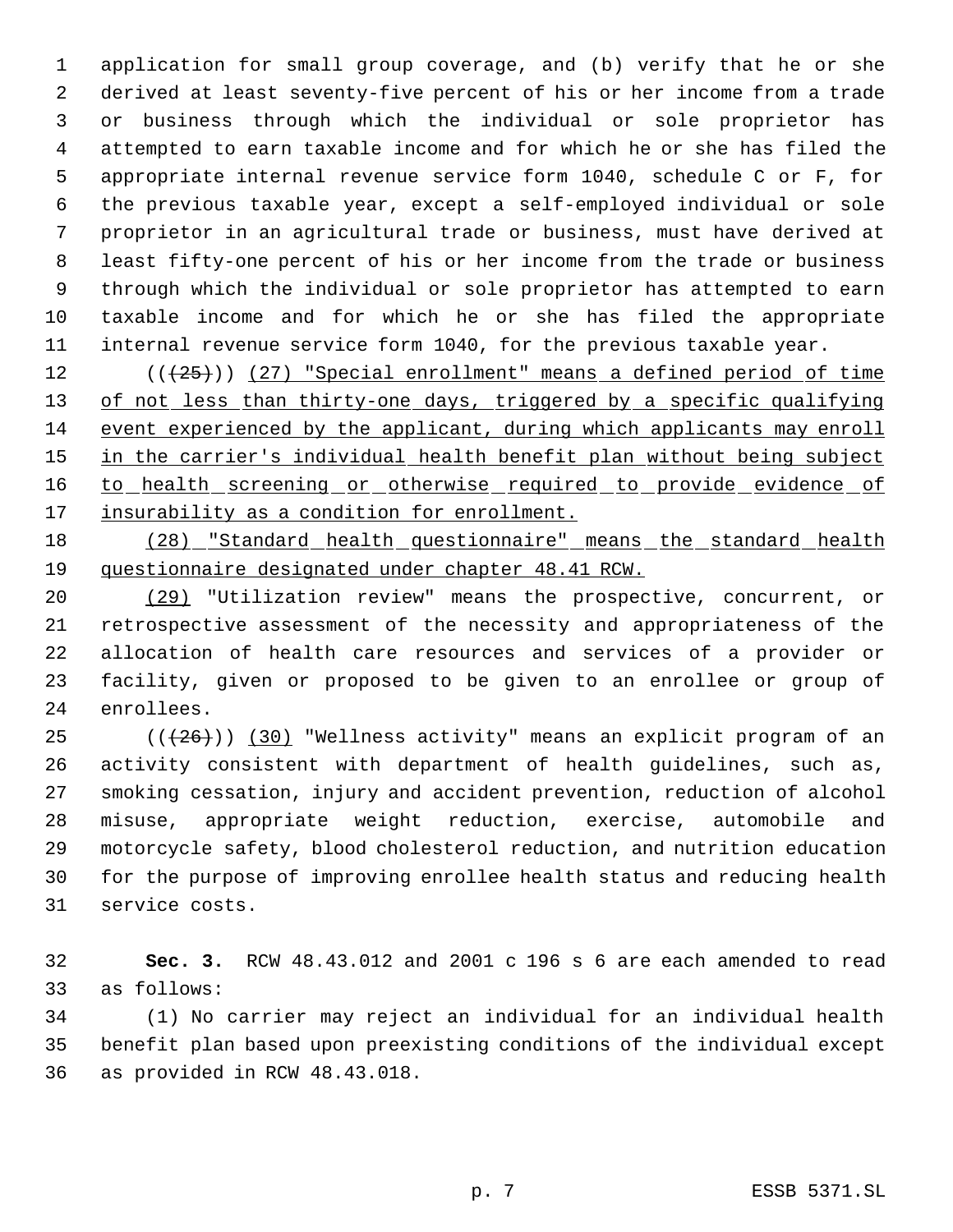application for small group coverage, and (b) verify that he or she derived at least seventy-five percent of his or her income from a trade or business through which the individual or sole proprietor has attempted to earn taxable income and for which he or she has filed the appropriate internal revenue service form 1040, schedule C or F, for the previous taxable year, except a self-employed individual or sole proprietor in an agricultural trade or business, must have derived at least fifty-one percent of his or her income from the trade or business through which the individual or sole proprietor has attempted to earn taxable income and for which he or she has filed the appropriate internal revenue service form 1040, for the previous taxable year.

((~~(25)~~)) <u>(27) "Special enrollment" means a defined period of time of not less than thirty-one days, triggered by a specific qualifying event experienced by the applicant, during which applicants may enroll in the carrier's individual health benefit plan without being subject to health screening or otherwise required to provide evidence of insurability as a condition for enrollment.</u>

<u>(28) "Standard health questionnaire" means the standard health questionnaire designated under chapter 48.41 RCW.</u>

<u>(29)</u> "Utilization review" means the prospective, concurrent, or retrospective assessment of the necessity and appropriateness of the allocation of health care resources and services of a provider or facility, given or proposed to be given to an enrollee or group of enrollees.

((~~(26)~~)) <u>(30)</u> "Wellness activity" means an explicit program of an activity consistent with department of health guidelines, such as, smoking cessation, injury and accident prevention, reduction of alcohol misuse, appropriate weight reduction, exercise, automobile and motorcycle safety, blood cholesterol reduction, and nutrition education for the purpose of improving enrollee health status and reducing health service costs.

**Sec. 3.** RCW 48.43.012 and 2001 c 196 s 6 are each amended to read as follows:

(1) No carrier may reject an individual for an individual health benefit plan based upon preexisting conditions of the individual except as provided in RCW 48.43.018.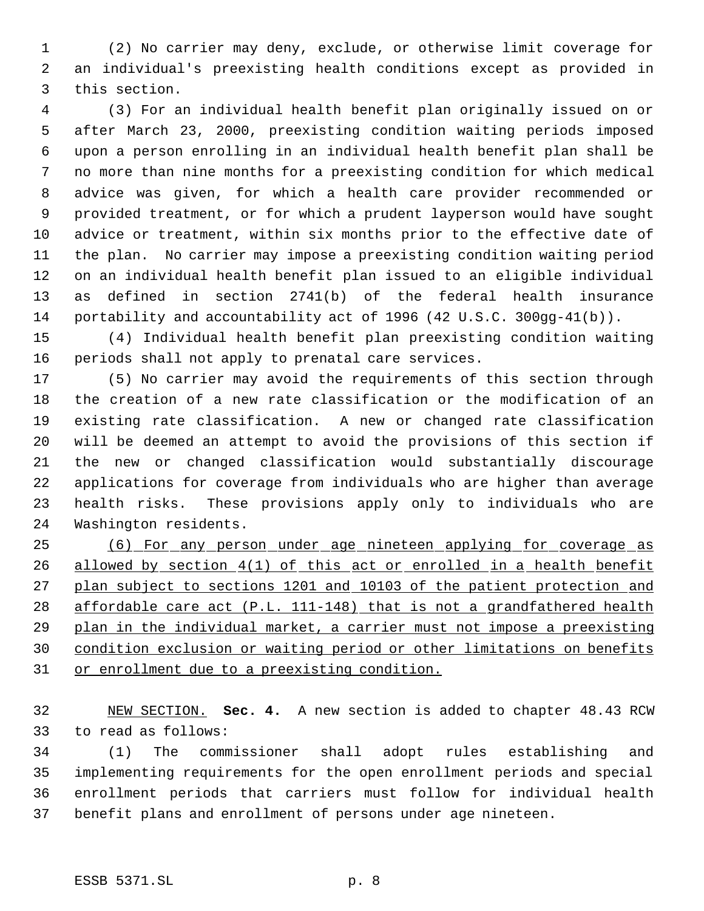(2) No carrier may deny, exclude, or otherwise limit coverage for an individual's preexisting health conditions except as provided in this section.

(3) For an individual health benefit plan originally issued on or after March 23, 2000, preexisting condition waiting periods imposed upon a person enrolling in an individual health benefit plan shall be no more than nine months for a preexisting condition for which medical advice was given, for which a health care provider recommended or provided treatment, or for which a prudent layperson would have sought advice or treatment, within six months prior to the effective date of the plan. No carrier may impose a preexisting condition waiting period on an individual health benefit plan issued to an eligible individual as defined in section 2741(b) of the federal health insurance portability and accountability act of 1996 (42 U.S.C. 300gg-41(b)).

(4) Individual health benefit plan preexisting condition waiting periods shall not apply to prenatal care services.

(5) No carrier may avoid the requirements of this section through the creation of a new rate classification or the modification of an existing rate classification. A new or changed rate classification will be deemed an attempt to avoid the provisions of this section if the new or changed classification would substantially discourage applications for coverage from individuals who are higher than average health risks. These provisions apply only to individuals who are Washington residents.

<u>(6) For any person under age nineteen applying for coverage as allowed by section 4(1) of this act or enrolled in a health benefit plan subject to sections 1201 and 10103 of the patient protection and affordable care act (P.L. 111-148) that is not a grandfathered health plan in the individual market, a carrier must not impose a preexisting condition exclusion or waiting period or other limitations on benefits or enrollment due to a preexisting condition.</u>

<u>NEW SECTION.</u> **Sec. 4.** A new section is added to chapter 48.43 RCW to read as follows:

(1) The commissioner shall adopt rules establishing and implementing requirements for the open enrollment periods and special enrollment periods that carriers must follow for individual health benefit plans and enrollment of persons under age nineteen.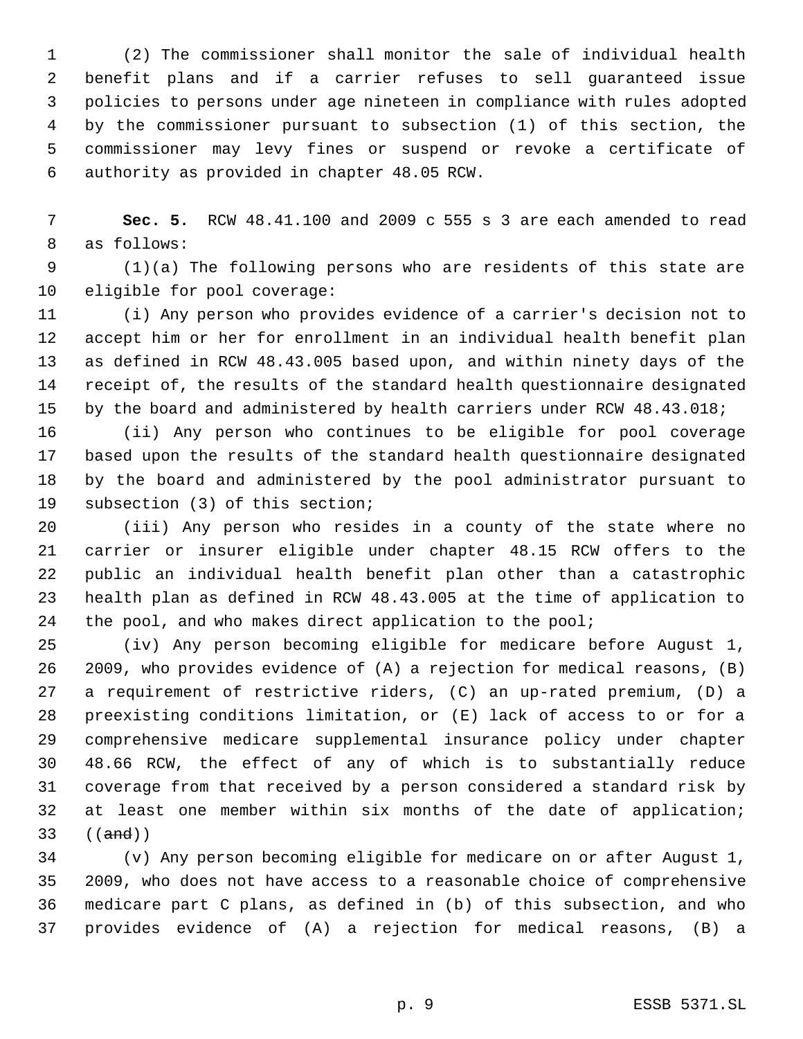(2) The commissioner shall monitor the sale of individual health benefit plans and if a carrier refuses to sell guaranteed issue policies to persons under age nineteen in compliance with rules adopted by the commissioner pursuant to subsection (1) of this section, the commissioner may levy fines or suspend or revoke a certificate of authority as provided in chapter 48.05 RCW.

**Sec. 5.** RCW 48.41.100 and 2009 c 555 s 3 are each amended to read as follows:

(1)(a) The following persons who are residents of this state are eligible for pool coverage:

(i) Any person who provides evidence of a carrier's decision not to accept him or her for enrollment in an individual health benefit plan as defined in RCW 48.43.005 based upon, and within ninety days of the receipt of, the results of the standard health questionnaire designated by the board and administered by health carriers under RCW 48.43.018;

(ii) Any person who continues to be eligible for pool coverage based upon the results of the standard health questionnaire designated by the board and administered by the pool administrator pursuant to subsection (3) of this section;

(iii) Any person who resides in a county of the state where no carrier or insurer eligible under chapter 48.15 RCW offers to the public an individual health benefit plan other than a catastrophic health plan as defined in RCW 48.43.005 at the time of application to the pool, and who makes direct application to the pool;

(iv) Any person becoming eligible for medicare before August 1, 2009, who provides evidence of (A) a rejection for medical reasons, (B) a requirement of restrictive riders, (C) an up-rated premium, (D) a preexisting conditions limitation, or (E) lack of access to or for a comprehensive medicare supplemental insurance policy under chapter 48.66 RCW, the effect of any of which is to substantially reduce coverage from that received by a person considered a standard risk by at least one member within six months of the date of application; ((~~and~~))

(v) Any person becoming eligible for medicare on or after August 1, 2009, who does not have access to a reasonable choice of comprehensive medicare part C plans, as defined in (b) of this subsection, and who provides evidence of (A) a rejection for medical reasons, (B) a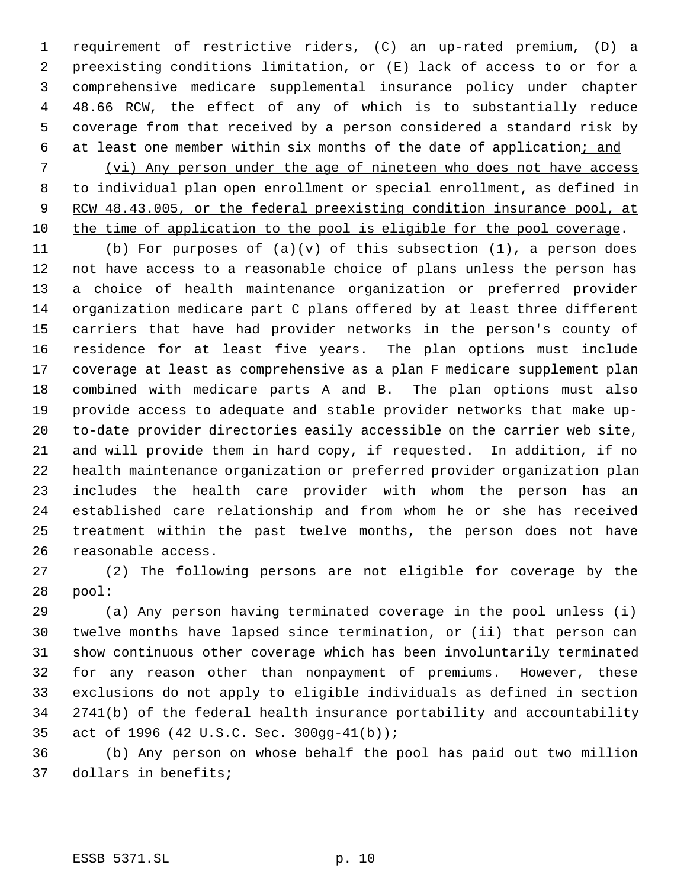requirement of restrictive riders, (C) an up-rated premium, (D) a preexisting conditions limitation, or (E) lack of access to or for a comprehensive medicare supplemental insurance policy under chapter 48.66 RCW, the effect of any of which is to substantially reduce coverage from that received by a person considered a standard risk by at least one member within six months of the date of application; and

(vi) Any person under the age of nineteen who does not have access to individual plan open enrollment or special enrollment, as defined in RCW 48.43.005, or the federal preexisting condition insurance pool, at the time of application to the pool is eligible for the pool coverage.

(b) For purposes of (a)(v) of this subsection (1), a person does not have access to a reasonable choice of plans unless the person has a choice of health maintenance organization or preferred provider organization medicare part C plans offered by at least three different carriers that have had provider networks in the person's county of residence for at least five years. The plan options must include coverage at least as comprehensive as a plan F medicare supplement plan combined with medicare parts A and B. The plan options must also provide access to adequate and stable provider networks that make up-to-date provider directories easily accessible on the carrier web site, and will provide them in hard copy, if requested. In addition, if no health maintenance organization or preferred provider organization plan includes the health care provider with whom the person has an established care relationship and from whom he or she has received treatment within the past twelve months, the person does not have reasonable access.

(2) The following persons are not eligible for coverage by the pool:

(a) Any person having terminated coverage in the pool unless (i) twelve months have lapsed since termination, or (ii) that person can show continuous other coverage which has been involuntarily terminated for any reason other than nonpayment of premiums. However, these exclusions do not apply to eligible individuals as defined in section 2741(b) of the federal health insurance portability and accountability act of 1996 (42 U.S.C. Sec. 300gg-41(b));

(b) Any person on whose behalf the pool has paid out two million dollars in benefits;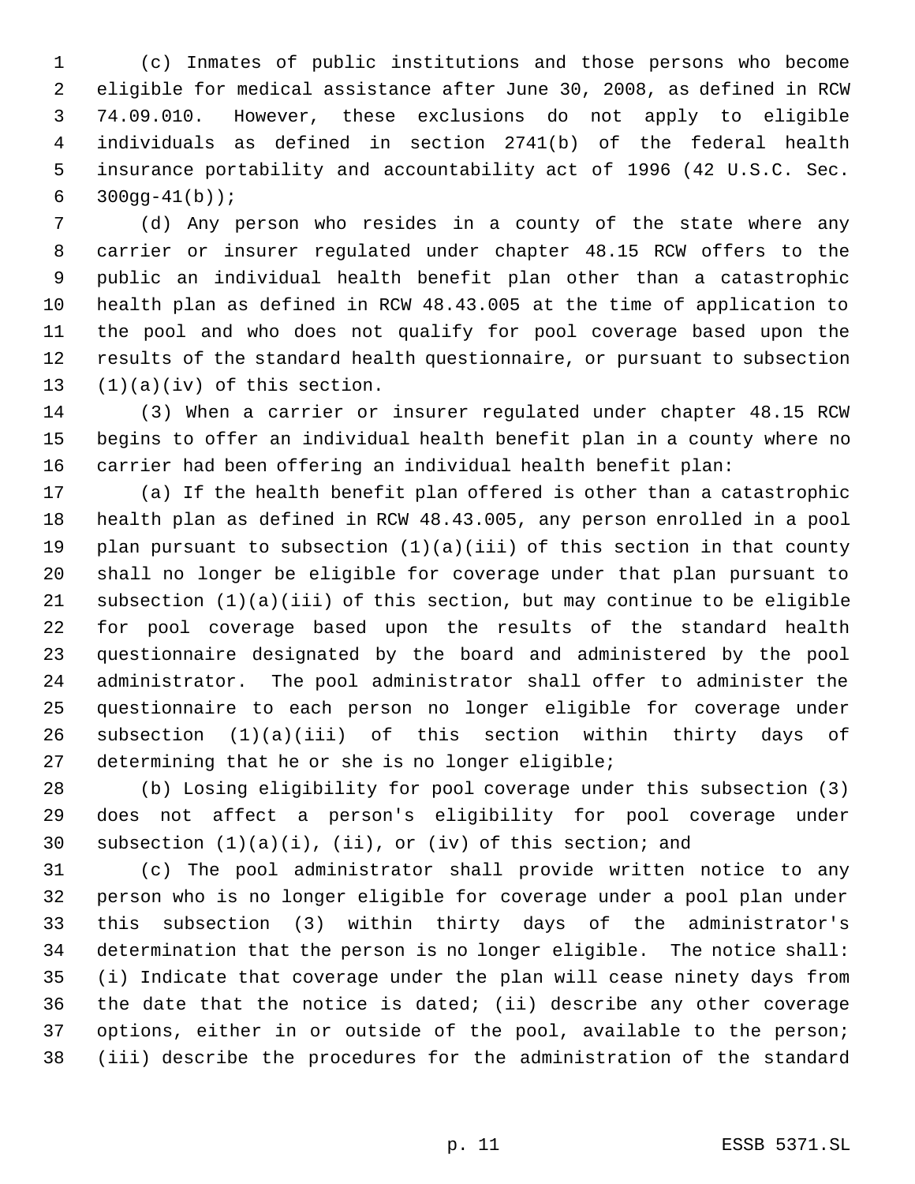(c) Inmates of public institutions and those persons who become eligible for medical assistance after June 30, 2008, as defined in RCW 74.09.010. However, these exclusions do not apply to eligible individuals as defined in section 2741(b) of the federal health insurance portability and accountability act of 1996 (42 U.S.C. Sec. 300gg-41(b));

(d) Any person who resides in a county of the state where any carrier or insurer regulated under chapter 48.15 RCW offers to the public an individual health benefit plan other than a catastrophic health plan as defined in RCW 48.43.005 at the time of application to the pool and who does not qualify for pool coverage based upon the results of the standard health questionnaire, or pursuant to subsection (1)(a)(iv) of this section.

(3) When a carrier or insurer regulated under chapter 48.15 RCW begins to offer an individual health benefit plan in a county where no carrier had been offering an individual health benefit plan:

(a) If the health benefit plan offered is other than a catastrophic health plan as defined in RCW 48.43.005, any person enrolled in a pool plan pursuant to subsection (1)(a)(iii) of this section in that county shall no longer be eligible for coverage under that plan pursuant to subsection (1)(a)(iii) of this section, but may continue to be eligible for pool coverage based upon the results of the standard health questionnaire designated by the board and administered by the pool administrator. The pool administrator shall offer to administer the questionnaire to each person no longer eligible for coverage under subsection (1)(a)(iii) of this section within thirty days of determining that he or she is no longer eligible;

(b) Losing eligibility for pool coverage under this subsection (3) does not affect a person's eligibility for pool coverage under subsection (1)(a)(i), (ii), or (iv) of this section; and

(c) The pool administrator shall provide written notice to any person who is no longer eligible for coverage under a pool plan under this subsection (3) within thirty days of the administrator's determination that the person is no longer eligible. The notice shall: (i) Indicate that coverage under the plan will cease ninety days from the date that the notice is dated; (ii) describe any other coverage options, either in or outside of the pool, available to the person; (iii) describe the procedures for the administration of the standard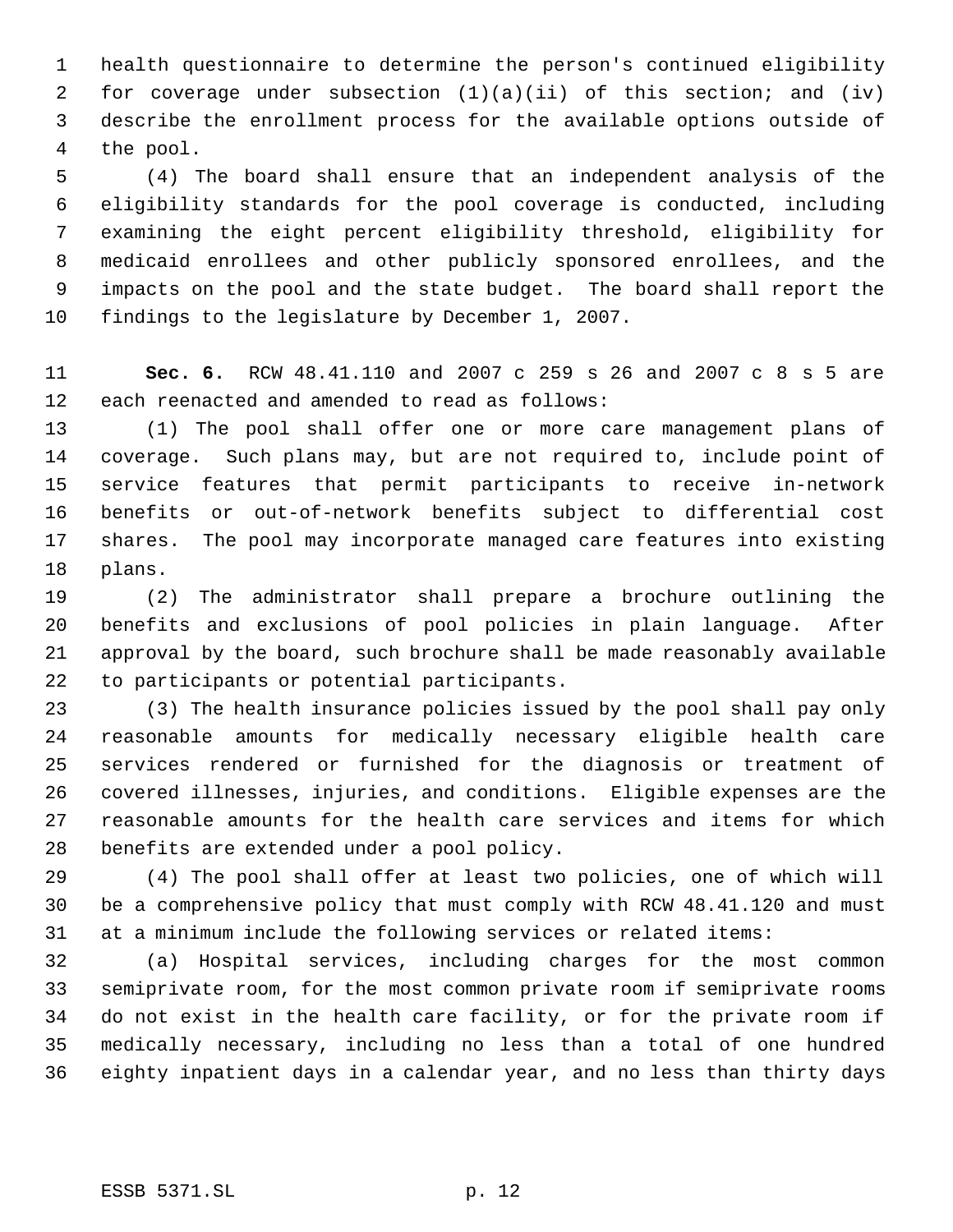health questionnaire to determine the person's continued eligibility for coverage under subsection (1)(a)(ii) of this section; and (iv) describe the enrollment process for the available options outside of the pool.

(4) The board shall ensure that an independent analysis of the eligibility standards for the pool coverage is conducted, including examining the eight percent eligibility threshold, eligibility for medicaid enrollees and other publicly sponsored enrollees, and the impacts on the pool and the state budget. The board shall report the findings to the legislature by December 1, 2007.

**Sec. 6.** RCW 48.41.110 and 2007 c 259 s 26 and 2007 c 8 s 5 are each reenacted and amended to read as follows:

(1) The pool shall offer one or more care management plans of coverage. Such plans may, but are not required to, include point of service features that permit participants to receive in-network benefits or out-of-network benefits subject to differential cost shares. The pool may incorporate managed care features into existing plans.

(2) The administrator shall prepare a brochure outlining the benefits and exclusions of pool policies in plain language. After approval by the board, such brochure shall be made reasonably available to participants or potential participants.

(3) The health insurance policies issued by the pool shall pay only reasonable amounts for medically necessary eligible health care services rendered or furnished for the diagnosis or treatment of covered illnesses, injuries, and conditions. Eligible expenses are the reasonable amounts for the health care services and items for which benefits are extended under a pool policy.

(4) The pool shall offer at least two policies, one of which will be a comprehensive policy that must comply with RCW 48.41.120 and must at a minimum include the following services or related items:

(a) Hospital services, including charges for the most common semiprivate room, for the most common private room if semiprivate rooms do not exist in the health care facility, or for the private room if medically necessary, including no less than a total of one hundred eighty inpatient days in a calendar year, and no less than thirty days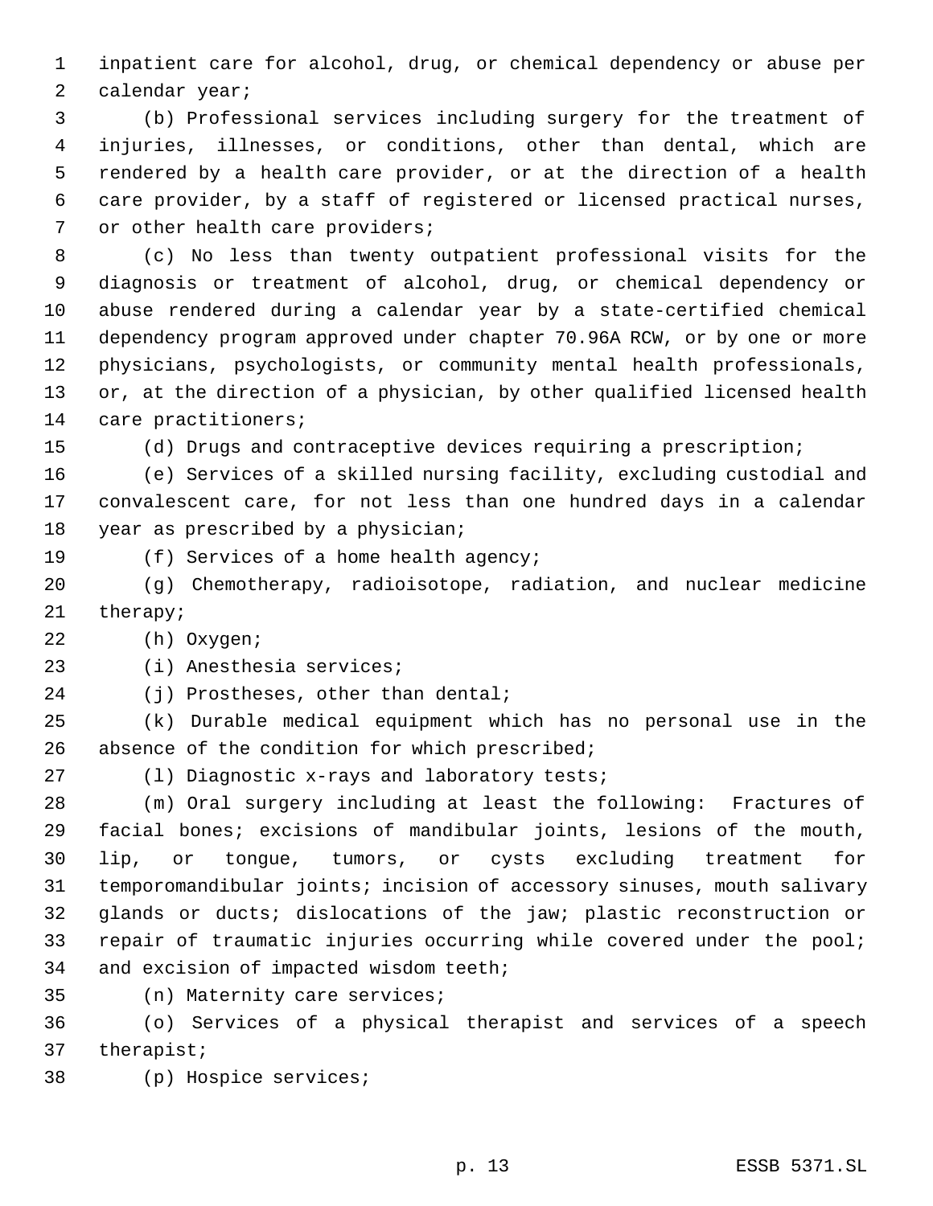inpatient care for alcohol, drug, or chemical dependency or abuse per calendar year;

(b) Professional services including surgery for the treatment of injuries, illnesses, or conditions, other than dental, which are rendered by a health care provider, or at the direction of a health care provider, by a staff of registered or licensed practical nurses, or other health care providers;

(c) No less than twenty outpatient professional visits for the diagnosis or treatment of alcohol, drug, or chemical dependency or abuse rendered during a calendar year by a state-certified chemical dependency program approved under chapter 70.96A RCW, or by one or more physicians, psychologists, or community mental health professionals, or, at the direction of a physician, by other qualified licensed health care practitioners;

(d) Drugs and contraceptive devices requiring a prescription;

(e) Services of a skilled nursing facility, excluding custodial and convalescent care, for not less than one hundred days in a calendar year as prescribed by a physician;

(f) Services of a home health agency;

(g) Chemotherapy, radioisotope, radiation, and nuclear medicine therapy;

(h) Oxygen;

(i) Anesthesia services;

(j) Prostheses, other than dental;

(k) Durable medical equipment which has no personal use in the absence of the condition for which prescribed;

(l) Diagnostic x-rays and laboratory tests;

(m) Oral surgery including at least the following: Fractures of facial bones; excisions of mandibular joints, lesions of the mouth, lip, or tongue, tumors, or cysts excluding treatment for temporomandibular joints; incision of accessory sinuses, mouth salivary glands or ducts; dislocations of the jaw; plastic reconstruction or repair of traumatic injuries occurring while covered under the pool; and excision of impacted wisdom teeth;

(n) Maternity care services;

(o) Services of a physical therapist and services of a speech therapist;

(p) Hospice services;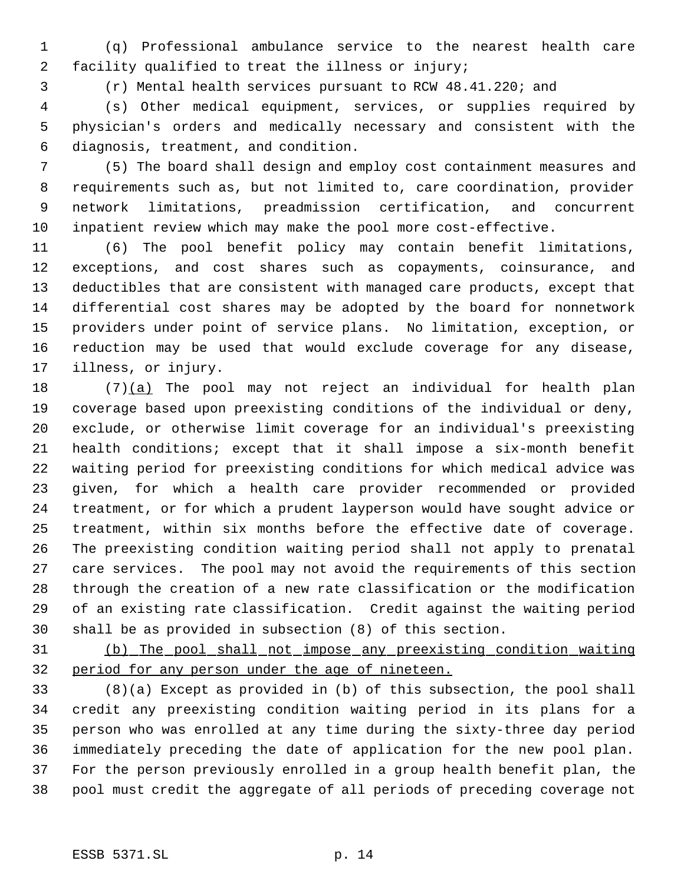(q) Professional ambulance service to the nearest health care facility qualified to treat the illness or injury;

(r) Mental health services pursuant to RCW 48.41.220; and

(s) Other medical equipment, services, or supplies required by physician's orders and medically necessary and consistent with the diagnosis, treatment, and condition.

(5) The board shall design and employ cost containment measures and requirements such as, but not limited to, care coordination, provider network limitations, preadmission certification, and concurrent inpatient review which may make the pool more cost-effective.

(6) The pool benefit policy may contain benefit limitations, exceptions, and cost shares such as copayments, coinsurance, and deductibles that are consistent with managed care products, except that differential cost shares may be adopted by the board for nonnetwork providers under point of service plans. No limitation, exception, or reduction may be used that would exclude coverage for any disease, illness, or injury.

(7)<u>(a)</u> The pool may not reject an individual for health plan coverage based upon preexisting conditions of the individual or deny, exclude, or otherwise limit coverage for an individual's preexisting health conditions; except that it shall impose a six-month benefit waiting period for preexisting conditions for which medical advice was given, for which a health care provider recommended or provided treatment, or for which a prudent layperson would have sought advice or treatment, within six months before the effective date of coverage. The preexisting condition waiting period shall not apply to prenatal care services. The pool may not avoid the requirements of this section through the creation of a new rate classification or the modification of an existing rate classification. Credit against the waiting period shall be as provided in subsection (8) of this section.

<u>(b) The pool shall not impose any preexisting condition waiting period for any person under the age of nineteen.</u>

(8)(a) Except as provided in (b) of this subsection, the pool shall credit any preexisting condition waiting period in its plans for a person who was enrolled at any time during the sixty-three day period immediately preceding the date of application for the new pool plan. For the person previously enrolled in a group health benefit plan, the pool must credit the aggregate of all periods of preceding coverage not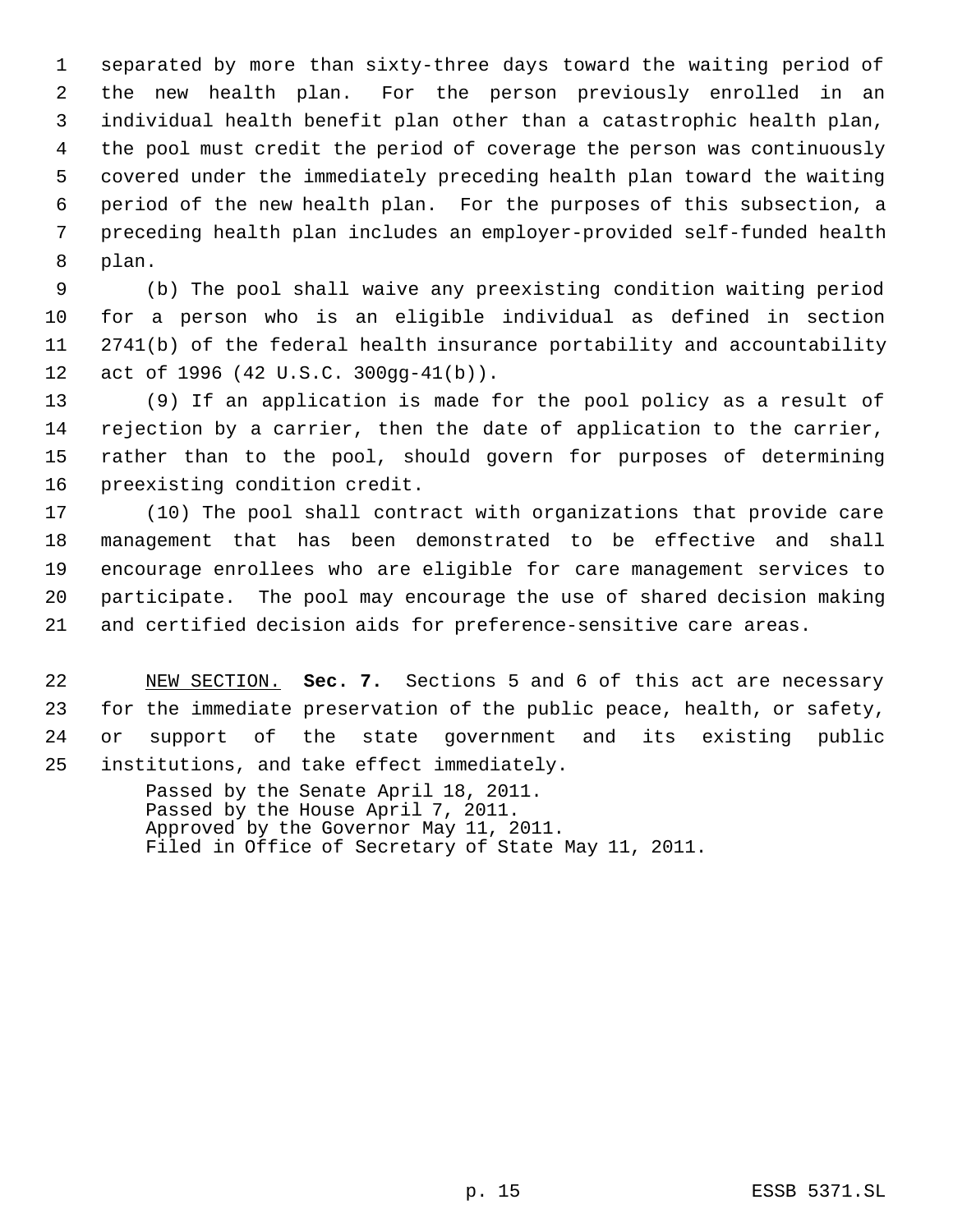separated by more than sixty-three days toward the waiting period of the new health plan. For the person previously enrolled in an individual health benefit plan other than a catastrophic health plan, the pool must credit the period of coverage the person was continuously covered under the immediately preceding health plan toward the waiting period of the new health plan. For the purposes of this subsection, a preceding health plan includes an employer-provided self-funded health plan.

(b) The pool shall waive any preexisting condition waiting period for a person who is an eligible individual as defined in section 2741(b) of the federal health insurance portability and accountability act of 1996 (42 U.S.C. 300gg-41(b)).

(9) If an application is made for the pool policy as a result of rejection by a carrier, then the date of application to the carrier, rather than to the pool, should govern for purposes of determining preexisting condition credit.

(10) The pool shall contract with organizations that provide care management that has been demonstrated to be effective and shall encourage enrollees who are eligible for care management services to participate. The pool may encourage the use of shared decision making and certified decision aids for preference-sensitive care areas.

NEW SECTION. **Sec. 7.** Sections 5 and 6 of this act are necessary for the immediate preservation of the public peace, health, or safety, or support of the state government and its existing public institutions, and take effect immediately.

Passed by the Senate April 18, 2011.
Passed by the House April 7, 2011.
Approved by the Governor May 11, 2011.
Filed in Office of Secretary of State May 11, 2011.